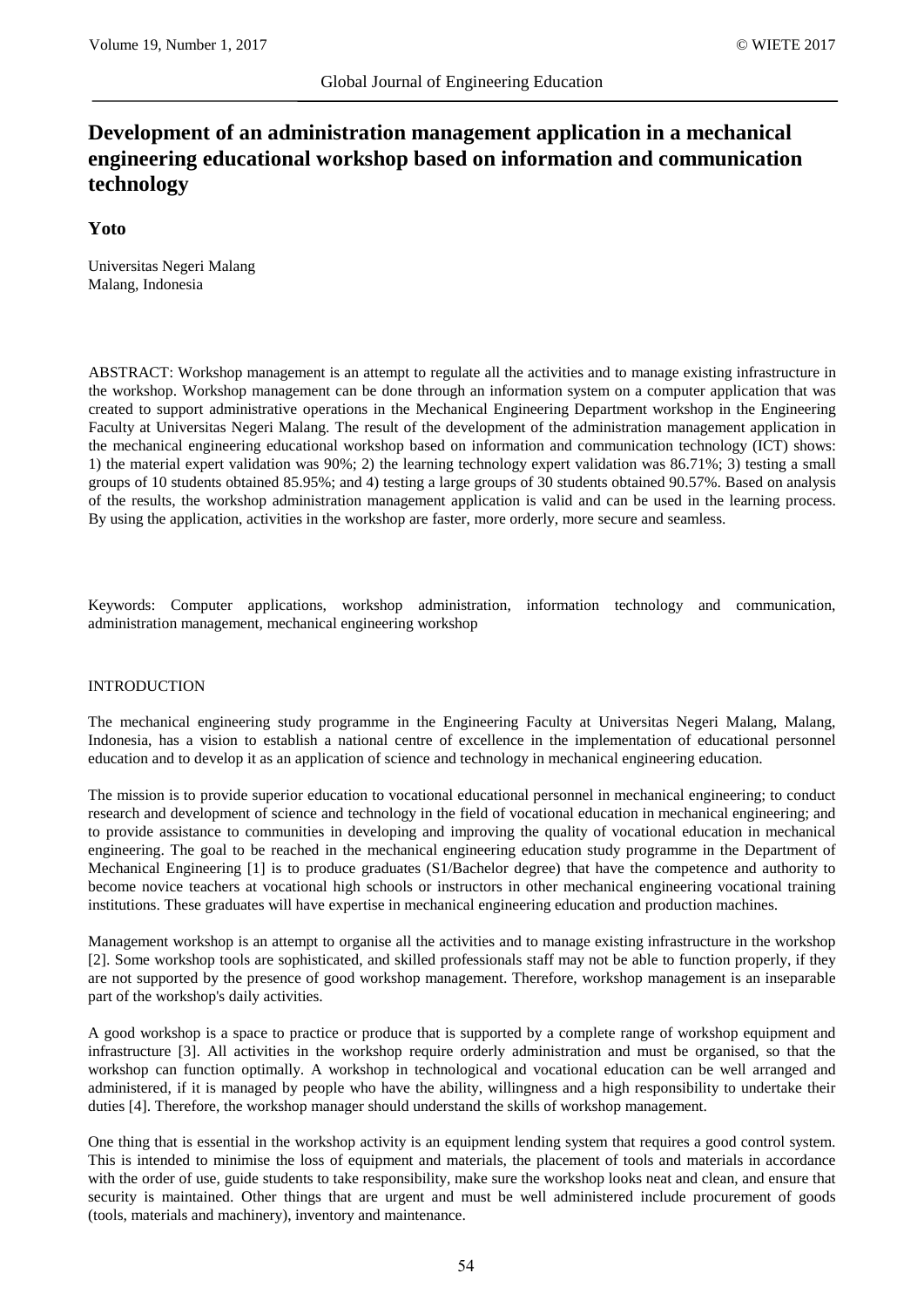# Development of an administration management application in a mechanical engineering educational workshop based on information and communication technology

**Yoto**

Universitas Negeri Malang
Malang, Indonesia

ABSTRACT: Workshop management is an attempt to regulate all the activities and to manage existing infrastructure in the workshop. Workshop management can be done through an information system on a computer application that was created to support administrative operations in the Mechanical Engineering Department workshop in the Engineering Faculty at Universitas Negeri Malang. The result of the development of the administration management application in the mechanical engineering educational workshop based on information and communication technology (ICT) shows: 1) the material expert validation was 90%; 2) the learning technology expert validation was 86.71%; 3) testing a small groups of 10 students obtained 85.95%; and 4) testing a large groups of 30 students obtained 90.57%. Based on analysis of the results, the workshop administration management application is valid and can be used in the learning process. By using the application, activities in the workshop are faster, more orderly, more secure and seamless.

Keywords: Computer applications, workshop administration, information technology and communication, administration management, mechanical engineering workshop

## INTRODUCTION

The mechanical engineering study programme in the Engineering Faculty at Universitas Negeri Malang, Malang, Indonesia, has a vision to establish a national centre of excellence in the implementation of educational personnel education and to develop it as an application of science and technology in mechanical engineering education.

The mission is to provide superior education to vocational educational personnel in mechanical engineering; to conduct research and development of science and technology in the field of vocational education in mechanical engineering; and to provide assistance to communities in developing and improving the quality of vocational education in mechanical engineering. The goal to be reached in the mechanical engineering education study programme in the Department of Mechanical Engineering [1] is to produce graduates (S1/Bachelor degree) that have the competence and authority to become novice teachers at vocational high schools or instructors in other mechanical engineering vocational training institutions. These graduates will have expertise in mechanical engineering education and production machines.

Management workshop is an attempt to organise all the activities and to manage existing infrastructure in the workshop [2]. Some workshop tools are sophisticated, and skilled professionals staff may not be able to function properly, if they are not supported by the presence of good workshop management. Therefore, workshop management is an inseparable part of the workshop's daily activities.

A good workshop is a space to practice or produce that is supported by a complete range of workshop equipment and infrastructure [3]. All activities in the workshop require orderly administration and must be organised, so that the workshop can function optimally. A workshop in technological and vocational education can be well arranged and administered, if it is managed by people who have the ability, willingness and a high responsibility to undertake their duties [4]. Therefore, the workshop manager should understand the skills of workshop management.

One thing that is essential in the workshop activity is an equipment lending system that requires a good control system. This is intended to minimise the loss of equipment and materials, the placement of tools and materials in accordance with the order of use, guide students to take responsibility, make sure the workshop looks neat and clean, and ensure that security is maintained. Other things that are urgent and must be well administered include procurement of goods (tools, materials and machinery), inventory and maintenance.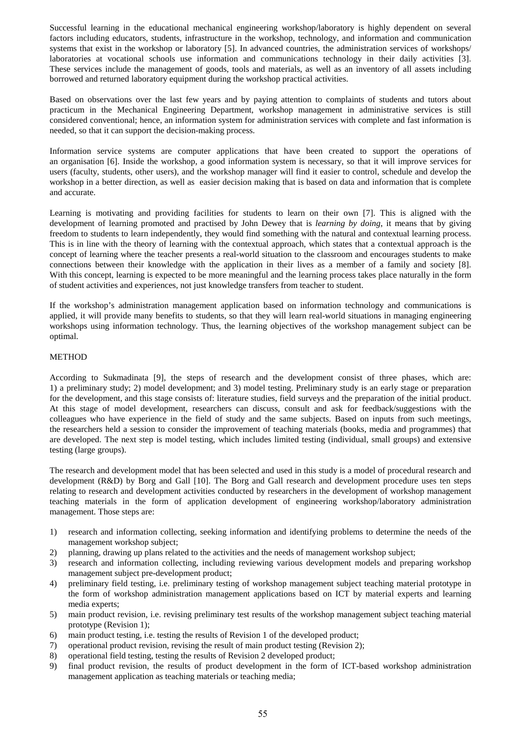Successful learning in the educational mechanical engineering workshop/laboratory is highly dependent on several factors including educators, students, infrastructure in the workshop, technology, and information and communication systems that exist in the workshop or laboratory [5]. In advanced countries, the administration services of workshops/ laboratories at vocational schools use information and communications technology in their daily activities [3]. These services include the management of goods, tools and materials, as well as an inventory of all assets including borrowed and returned laboratory equipment during the workshop practical activities.

Based on observations over the last few years and by paying attention to complaints of students and tutors about practicum in the Mechanical Engineering Department, workshop management in administrative services is still considered conventional; hence, an information system for administration services with complete and fast information is needed, so that it can support the decision-making process.

Information service systems are computer applications that have been created to support the operations of an organisation [6]. Inside the workshop, a good information system is necessary, so that it will improve services for users (faculty, students, other users), and the workshop manager will find it easier to control, schedule and develop the workshop in a better direction, as well as easier decision making that is based on data and information that is complete and accurate.

Learning is motivating and providing facilities for students to learn on their own [7]. This is aligned with the development of learning promoted and practised by John Dewey that is *learning by doing*, it means that by giving freedom to students to learn independently, they would find something with the natural and contextual learning process. This is in line with the theory of learning with the contextual approach, which states that a contextual approach is the concept of learning where the teacher presents a real-world situation to the classroom and encourages students to make connections between their knowledge with the application in their lives as a member of a family and society [8]. With this concept, learning is expected to be more meaningful and the learning process takes place naturally in the form of student activities and experiences, not just knowledge transfers from teacher to student.

If the workshop's administration management application based on information technology and communications is applied, it will provide many benefits to students, so that they will learn real-world situations in managing engineering workshops using information technology. Thus, the learning objectives of the workshop management subject can be optimal.

## METHOD

According to Sukmadinata [9], the steps of research and the development consist of three phases, which are: 1) a preliminary study; 2) model development; and 3) model testing. Preliminary study is an early stage or preparation for the development, and this stage consists of: literature studies, field surveys and the preparation of the initial product. At this stage of model development, researchers can discuss, consult and ask for feedback/suggestions with the colleagues who have experience in the field of study and the same subjects. Based on inputs from such meetings, the researchers held a session to consider the improvement of teaching materials (books, media and programmes) that are developed. The next step is model testing, which includes limited testing (individual, small groups) and extensive testing (large groups).

The research and development model that has been selected and used in this study is a model of procedural research and development (R&D) by Borg and Gall [10]. The Borg and Gall research and development procedure uses ten steps relating to research and development activities conducted by researchers in the development of workshop management teaching materials in the form of application development of engineering workshop/laboratory administration management. Those steps are:

1) research and information collecting, seeking information and identifying problems to determine the needs of the management workshop subject;
2) planning, drawing up plans related to the activities and the needs of management workshop subject;
3) research and information collecting, including reviewing various development models and preparing workshop management subject pre-development product;
4) preliminary field testing, i.e. preliminary testing of workshop management subject teaching material prototype in the form of workshop administration management applications based on ICT by material experts and learning media experts;
5) main product revision, i.e. revising preliminary test results of the workshop management subject teaching material prototype (Revision 1);
6) main product testing, i.e. testing the results of Revision 1 of the developed product;
7) operational product revision, revising the result of main product testing (Revision 2);
8) operational field testing, testing the results of Revision 2 developed product;
9) final product revision, the results of product development in the form of ICT-based workshop administration management application as teaching materials or teaching media;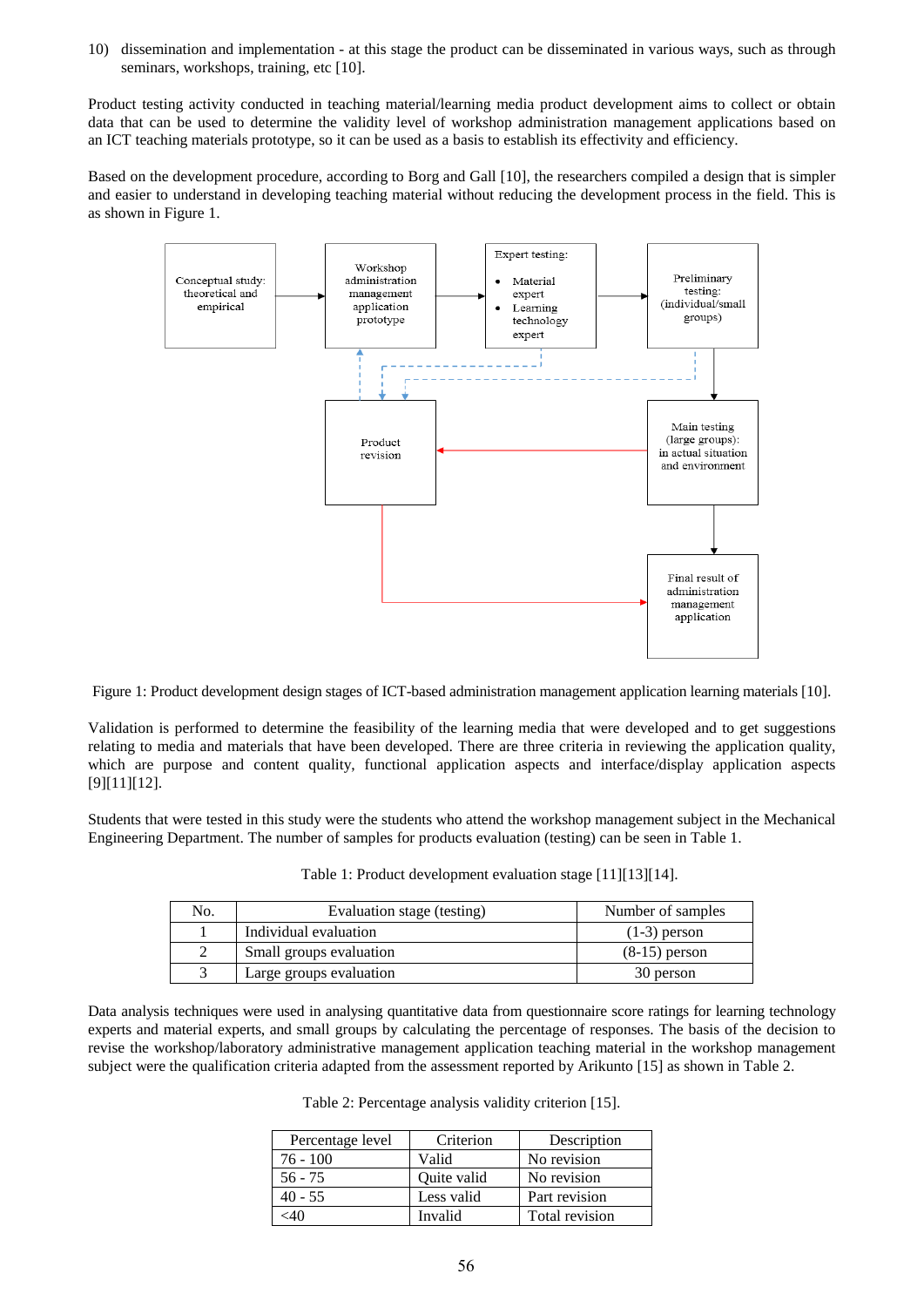10) dissemination and implementation - at this stage the product can be disseminated in various ways, such as through seminars, workshops, training, etc [10].

Product testing activity conducted in teaching material/learning media product development aims to collect or obtain data that can be used to determine the validity level of workshop administration management applications based on an ICT teaching materials prototype, so it can be used as a basis to establish its effectivity and efficiency.

Based on the development procedure, according to Borg and Gall [10], the researchers compiled a design that is simpler and easier to understand in developing teaching material without reducing the development process in the field. This is as shown in Figure 1.

Figure 1: Product development design stages of ICT-based administration management application learning materials [10].

Validation is performed to determine the feasibility of the learning media that were developed and to get suggestions relating to media and materials that have been developed. There are three criteria in reviewing the application quality, which are purpose and content quality, functional application aspects and interface/display application aspects [9][11][12].

Students that were tested in this study were the students who attend the workshop management subject in the Mechanical Engineering Department. The number of samples for products evaluation (testing) can be seen in Table 1.

Table 1: Product development evaluation stage [11][13][14].

| No. | Evaluation stage (testing) | Number of samples |
|---|---|---|
| 1 | Individual evaluation | (1-3) person |
| 2 | Small groups evaluation | (8-15) person |
| 3 | Large groups evaluation | 30 person |

Data analysis techniques were used in analysing quantitative data from questionnaire score ratings for learning technology experts and material experts, and small groups by calculating the percentage of responses. The basis of the decision to revise the workshop/laboratory administrative management application teaching material in the workshop management subject were the qualification criteria adapted from the assessment reported by Arikunto [15] as shown in Table 2.

Table 2: Percentage analysis validity criterion [15].

| Percentage level | Criterion | Description |
|---|---|---|
| 76 - 100 | Valid | No revision |
| 56 - 75 | Quite valid | No revision |
| 40 - 55 | Less valid | Part revision |
| <40 | Invalid | Total revision |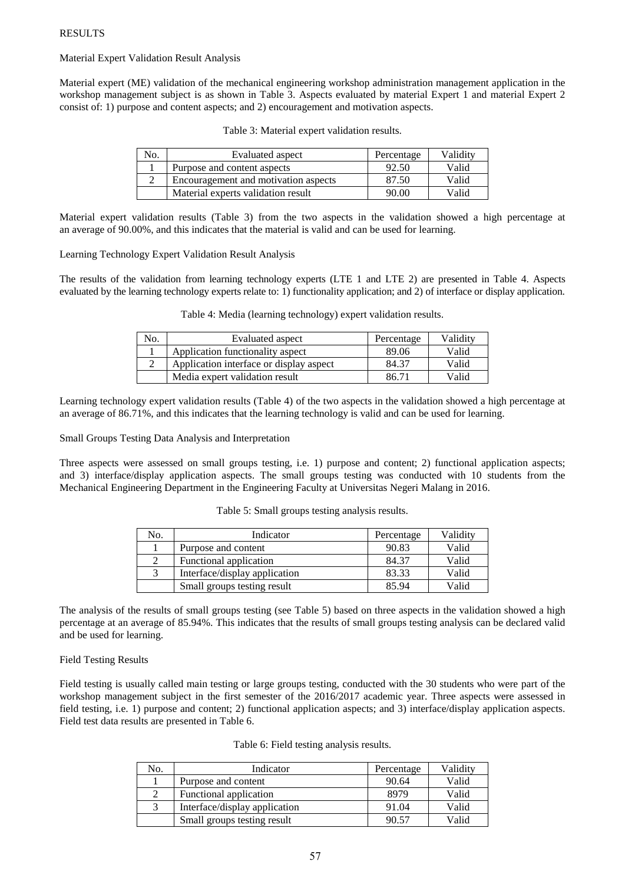# RESULTS

## Material Expert Validation Result Analysis

Material expert (ME) validation of the mechanical engineering workshop administration management application in the workshop management subject is as shown in Table 3. Aspects evaluated by material Expert 1 and material Expert 2 consist of: 1) purpose and content aspects; and 2) encouragement and motivation aspects.

Table 3: Material expert validation results.

| No. | Evaluated aspect | Percentage | Validity |
|---|---|---|---|
| 1 | Purpose and content aspects | 92.50 | Valid |
| 2 | Encouragement and motivation aspects | 87.50 | Valid |
| | Material experts validation result | 90.00 | Valid |

Material expert validation results (Table 3) from the two aspects in the validation showed a high percentage at an average of 90.00%, and this indicates that the material is valid and can be used for learning.

## Learning Technology Expert Validation Result Analysis

The results of the validation from learning technology experts (LTE 1 and LTE 2) are presented in Table 4. Aspects evaluated by the learning technology experts relate to: 1) functionality application; and 2) of interface or display application.

Table 4: Media (learning technology) expert validation results.

| No. | Evaluated aspect | Percentage | Validity |
|---|---|---|---|
| 1 | Application functionality aspect | 89.06 | Valid |
| 2 | Application interface or display aspect | 84.37 | Valid |
| | Media expert validation result | 86.71 | Valid |

Learning technology expert validation results (Table 4) of the two aspects in the validation showed a high percentage at an average of 86.71%, and this indicates that the learning technology is valid and can be used for learning.

## Small Groups Testing Data Analysis and Interpretation

Three aspects were assessed on small groups testing, i.e. 1) purpose and content; 2) functional application aspects; and 3) interface/display application aspects. The small groups testing was conducted with 10 students from the Mechanical Engineering Department in the Engineering Faculty at Universitas Negeri Malang in 2016.

Table 5: Small groups testing analysis results.

| No. | Indicator | Percentage | Validity |
|---|---|---|---|
| 1 | Purpose and content | 90.83 | Valid |
| 2 | Functional application | 84.37 | Valid |
| 3 | Interface/display application | 83.33 | Valid |
| | Small groups testing result | 85.94 | Valid |

The analysis of the results of small groups testing (see Table 5) based on three aspects in the validation showed a high percentage at an average of 85.94%. This indicates that the results of small groups testing analysis can be declared valid and be used for learning.

## Field Testing Results

Field testing is usually called main testing or large groups testing, conducted with the 30 students who were part of the workshop management subject in the first semester of the 2016/2017 academic year. Three aspects were assessed in field testing, i.e. 1) purpose and content; 2) functional application aspects; and 3) interface/display application aspects. Field test data results are presented in Table 6.

Table 6: Field testing analysis results.

| No. | Indicator | Percentage | Validity |
|---|---|---|---|
| 1 | Purpose and content | 90.64 | Valid |
| 2 | Functional application | 8979 | Valid |
| 3 | Interface/display application | 91.04 | Valid |
| | Small groups testing result | 90.57 | Valid |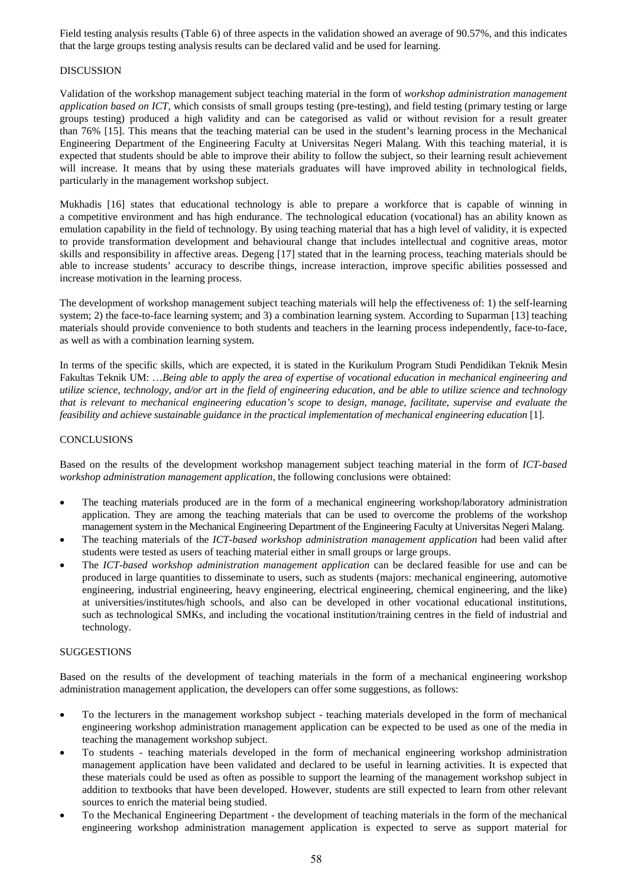Field testing analysis results (Table 6) of three aspects in the validation showed an average of 90.57%, and this indicates that the large groups testing analysis results can be declared valid and be used for learning.

## DISCUSSION

Validation of the workshop management subject teaching material in the form of *workshop administration management application based on ICT*, which consists of small groups testing (pre-testing), and field testing (primary testing or large groups testing) produced a high validity and can be categorised as valid or without revision for a result greater than 76% [15]. This means that the teaching material can be used in the student's learning process in the Mechanical Engineering Department of the Engineering Faculty at Universitas Negeri Malang. With this teaching material, it is expected that students should be able to improve their ability to follow the subject, so their learning result achievement will increase. It means that by using these materials graduates will have improved ability in technological fields, particularly in the management workshop subject.

Mukhadis [16] states that educational technology is able to prepare a workforce that is capable of winning in a competitive environment and has high endurance. The technological education (vocational) has an ability known as emulation capability in the field of technology. By using teaching material that has a high level of validity, it is expected to provide transformation development and behavioural change that includes intellectual and cognitive areas, motor skills and responsibility in affective areas. Degeng [17] stated that in the learning process, teaching materials should be able to increase students' accuracy to describe things, increase interaction, improve specific abilities possessed and increase motivation in the learning process.

The development of workshop management subject teaching materials will help the effectiveness of: 1) the self-learning system; 2) the face-to-face learning system; and 3) a combination learning system. According to Suparman [13] teaching materials should provide convenience to both students and teachers in the learning process independently, face-to-face, as well as with a combination learning system.

In terms of the specific skills, which are expected, it is stated in the Kurikulum Program Studi Pendidikan Teknik Mesin Fakultas Teknik UM: …*Being able to apply the area of expertise of vocational education in mechanical engineering and utilize science, technology, and/or art in the field of engineering education, and be able to utilize science and technology that is relevant to mechanical engineering education's scope to design, manage, facilitate, supervise and evaluate the feasibility and achieve sustainable guidance in the practical implementation of mechanical engineering education* [1].

## CONCLUSIONS

Based on the results of the development workshop management subject teaching material in the form of *ICT-based workshop administration management application*, the following conclusions were obtained:

- The teaching materials produced are in the form of a mechanical engineering workshop/laboratory administration application. They are among the teaching materials that can be used to overcome the problems of the workshop management system in the Mechanical Engineering Department of the Engineering Faculty at Universitas Negeri Malang.
- The teaching materials of the *ICT-based workshop administration management application* had been valid after students were tested as users of teaching material either in small groups or large groups.
- The *ICT-based workshop administration management application* can be declared feasible for use and can be produced in large quantities to disseminate to users, such as students (majors: mechanical engineering, automotive engineering, industrial engineering, heavy engineering, electrical engineering, chemical engineering, and the like) at universities/institutes/high schools, and also can be developed in other vocational educational institutions, such as technological SMKs, and including the vocational institution/training centres in the field of industrial and technology.

## SUGGESTIONS

Based on the results of the development of teaching materials in the form of a mechanical engineering workshop administration management application, the developers can offer some suggestions, as follows:

- To the lecturers in the management workshop subject - teaching materials developed in the form of mechanical engineering workshop administration management application can be expected to be used as one of the media in teaching the management workshop subject.
- To students - teaching materials developed in the form of mechanical engineering workshop administration management application have been validated and declared to be useful in learning activities. It is expected that these materials could be used as often as possible to support the learning of the management workshop subject in addition to textbooks that have been developed. However, students are still expected to learn from other relevant sources to enrich the material being studied.
- To the Mechanical Engineering Department - the development of teaching materials in the form of the mechanical engineering workshop administration management application is expected to serve as support material for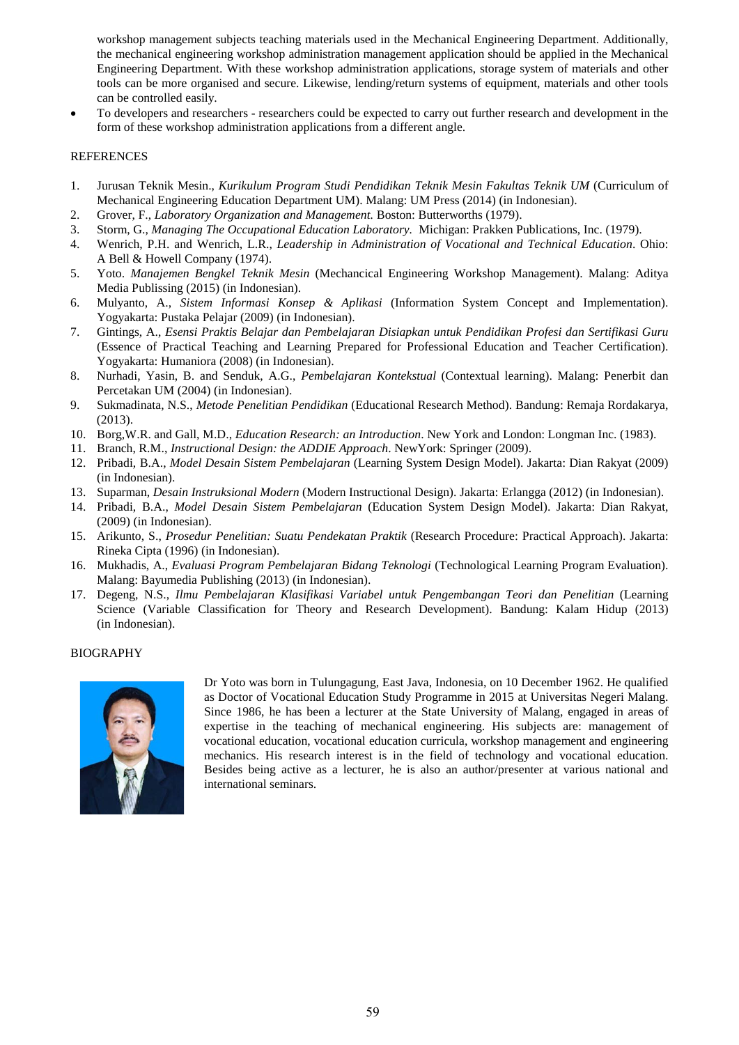workshop management subjects teaching materials used in the Mechanical Engineering Department. Additionally, the mechanical engineering workshop administration management application should be applied in the Mechanical Engineering Department. With these workshop administration applications, storage system of materials and other tools can be more organised and secure. Likewise, lending/return systems of equipment, materials and other tools can be controlled easily.

- To developers and researchers - researchers could be expected to carry out further research and development in the form of these workshop administration applications from a different angle.

## REFERENCES

1. Jurusan Teknik Mesin., *Kurikulum Program Studi Pendidikan Teknik Mesin Fakultas Teknik UM* (Curriculum of Mechanical Engineering Education Department UM). Malang: UM Press (2014) (in Indonesian).
2. Grover, F., *Laboratory Organization and Management.* Boston: Butterworths (1979).
3. Storm, G., *Managing The Occupational Education Laboratory.* Michigan: Prakken Publications, Inc. (1979).
4. Wenrich, P.H. and Wenrich, L.R., *Leadership in Administration of Vocational and Technical Education*. Ohio: A Bell & Howell Company (1974).
5. Yoto. *Manajemen Bengkel Teknik Mesin* (Mechancical Engineering Workshop Management). Malang: Aditya Media Publissing (2015) (in Indonesian).
6. Mulyanto, A., *Sistem Informasi Konsep & Aplikasi* (Information System Concept and Implementation). Yogyakarta: Pustaka Pelajar (2009) (in Indonesian).
7. Gintings, A., *Esensi Praktis Belajar dan Pembelajaran Disiapkan untuk Pendidikan Profesi dan Sertifikasi Guru* (Essence of Practical Teaching and Learning Prepared for Professional Education and Teacher Certification). Yogyakarta: Humaniora (2008) (in Indonesian).
8. Nurhadi, Yasin, B. and Senduk, A.G., *Pembelajaran Kontekstual* (Contextual learning). Malang: Penerbit dan Percetakan UM (2004) (in Indonesian).
9. Sukmadinata, N.S., *Metode Penelitian Pendidikan* (Educational Research Method). Bandung: Remaja Rordakarya, (2013).
10. Borg,W.R. and Gall, M.D., *Education Research: an Introduction*. New York and London: Longman Inc. (1983).
11. Branch, R.M., *Instructional Design: the ADDIE Approach*. NewYork: Springer (2009).
12. Pribadi, B.A., *Model Desain Sistem Pembelajaran* (Learning System Design Model). Jakarta: Dian Rakyat (2009) (in Indonesian).
13. Suparman, *Desain Instruksional Modern* (Modern Instructional Design). Jakarta: Erlangga (2012) (in Indonesian).
14. Pribadi, B.A., *Model Desain Sistem Pembelajaran* (Education System Design Model). Jakarta: Dian Rakyat, (2009) (in Indonesian).
15. Arikunto, S., *Prosedur Penelitian: Suatu Pendekatan Praktik* (Research Procedure: Practical Approach). Jakarta: Rineka Cipta (1996) (in Indonesian).
16. Mukhadis, A., *Evaluasi Program Pembelajaran Bidang Teknologi* (Technological Learning Program Evaluation). Malang: Bayumedia Publishing (2013) (in Indonesian).
17. Degeng, N.S., *Ilmu Pembelajaran Klasifikasi Variabel untuk Pengembangan Teori dan Penelitian* (Learning Science (Variable Classification for Theory and Research Development). Bandung: Kalam Hidup (2013) (in Indonesian).

## BIOGRAPHY

Dr Yoto was born in Tulungagung, East Java, Indonesia, on 10 December 1962. He qualified as Doctor of Vocational Education Study Programme in 2015 at Universitas Negeri Malang. Since 1986, he has been a lecturer at the State University of Malang, engaged in areas of expertise in the teaching of mechanical engineering. His subjects are: management of vocational education, vocational education curricula, workshop management and engineering mechanics. His research interest is in the field of technology and vocational education. Besides being active as a lecturer, he is also an author/presenter at various national and international seminars.